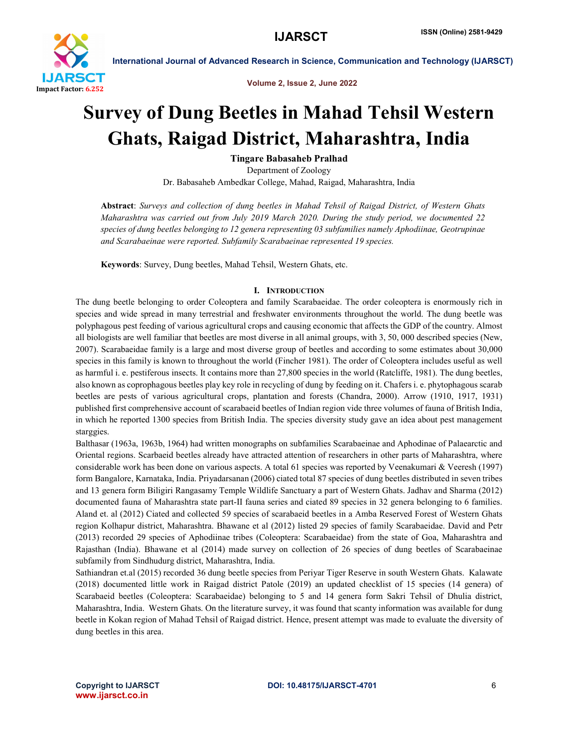# Survey of Dung Beetles in Mahad Tehsil Western Ghats, Raigad District, Maharashtra, India

**Tingare Babasaheb Pralhad**

Department of Zoology

Dr. Babasaheb Ambedkar College, Mahad, Raigad, Maharashtra, India

**Abstract**: *Surveys and collection of dung beetles in Mahad Tehsil of Raigad District, of Western Ghats Maharashtra was carried out from July 2019 March 2020. During the study period, we documented 22 species of dung beetles belonging to 12 genera representing 03 subfamilies namely Aphodiinae, Geotrupinae and Scarabaeinae were reported. Subfamily Scarabaeinae represented 19 species.*

**Keywords**: Survey, Dung beetles, Mahad Tehsil, Western Ghats, etc.

## I. Introduction

The dung beetle belonging to order Coleoptera and family Scarabaeidae. The order coleoptera is enormously rich in species and wide spread in many terrestrial and freshwater environments throughout the world. The dung beetle was polyphagous pest feeding of various agricultural crops and causing economic that affects the GDP of the country. Almost all biologists are well familiar that beetles are most diverse in all animal groups, with 3, 50, 000 described species (New, 2007). Scarabaeidae family is a large and most diverse group of beetles and according to some estimates about 30,000 species in this family is known to throughout the world (Fincher 1981). The order of Coleoptera includes useful as well as harmful i. e. pestiferous insects. It contains more than 27,800 species in the world (Ratcliffe, 1981). The dung beetles, also known as coprophagous beetles play key role in recycling of dung by feeding on it. Chafers i. e. phytophagous scarab beetles are pests of various agricultural crops, plantation and forests (Chandra, 2000). Arrow (1910, 1917, 1931) published first comprehensive account of scarabaeid beetles of Indian region vide three volumes of fauna of British India, in which he reported 1300 species from British India. The species diversity study gave an idea about pest management starggies.

Balthasar (1963a, 1963b, 1964) had written monographs on subfamilies Scarabaeinae and Aphodinae of Palaearctic and Oriental regions. Scarbaeid beetles already have attracted attention of researchers in other parts of Maharashtra, where considerable work has been done on various aspects. A total 61 species was reported by Veenakumari & Veeresh (1997) form Bangalore, Karnataka, India. Priyadarsanan (2006) ciated total 87 species of dung beetles distributed in seven tribes and 13 genera form Biligiri Rangasamy Temple Wildlife Sanctuary a part of Western Ghats. Jadhav and Sharma (2012) documented fauna of Maharashtra state part-II fauna series and ciated 89 species in 32 genera belonging to 6 families. Aland et. al (2012) Ciated and collected 59 species of scarabaeid beetles in a Amba Reserved Forest of Western Ghats region Kolhapur district, Maharashtra. Bhawane et al (2012) listed 29 species of family Scarabaeidae. David and Petr (2013) recorded 29 species of Aphodiinae tribes (Coleoptera: Scarabaeidae) from the state of Goa, Maharashtra and Rajasthan (India). Bhawane et al (2014) made survey on collection of 26 species of dung beetles of Scarabaeinae subfamily from Sindhudurg district, Maharashtra, India.

Sathiandran et.al (2015) recorded 36 dung beetle species from Periyar Tiger Reserve in south Western Ghats. Kalawate (2018) documented little work in Raigad district Patole (2019) an updated checklist of 15 species (14 genera) of Scarabaeid beetles (Coleoptera: Scarabaeidae) belonging to 5 and 14 genera form Sakri Tehsil of Dhulia district, Maharashtra, India. Western Ghats. On the literature survey, it was found that scanty information was available for dung beetle in Kokan region of Mahad Tehsil of Raigad district. Hence, present attempt was made to evaluate the diversity of dung beetles in this area.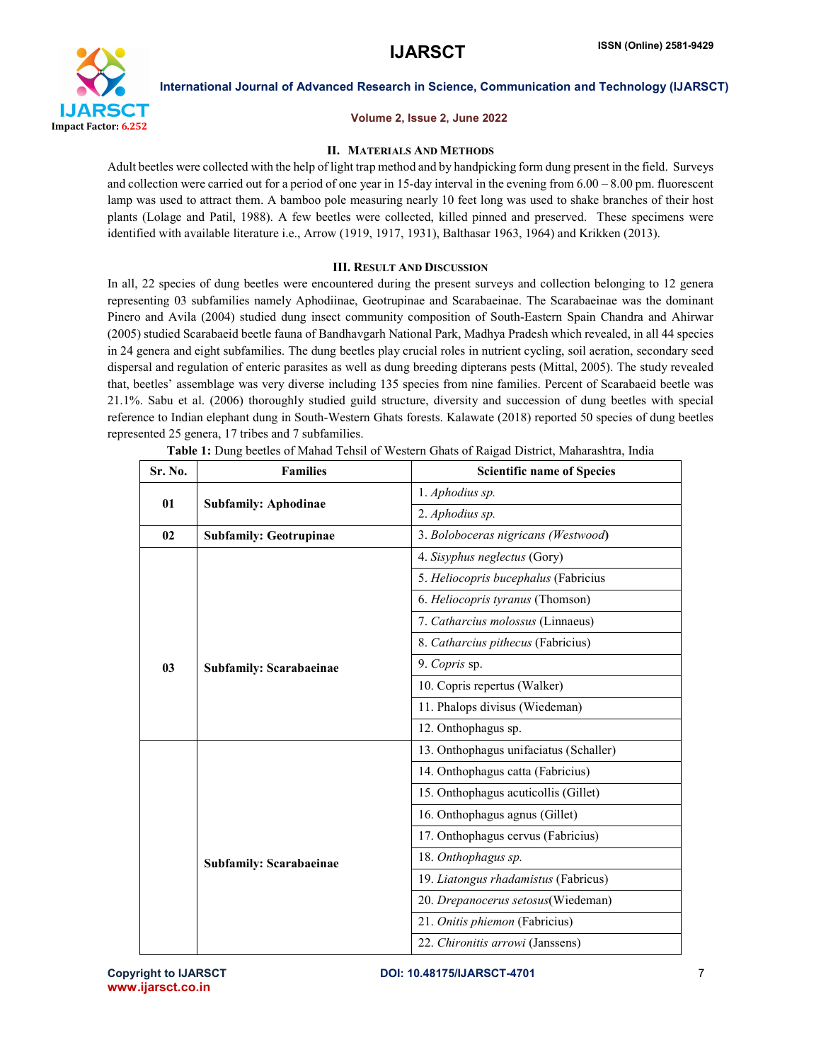## II. Materials And Methods

Adult beetles were collected with the help of light trap method and by handpicking form dung present in the field. Surveys and collection were carried out for a period of one year in 15-day interval in the evening from 6.00 – 8.00 pm. fluorescent lamp was used to attract them. A bamboo pole measuring nearly 10 feet long was used to shake branches of their host plants (Lolage and Patil, 1988). A few beetles were collected, killed pinned and preserved. These specimens were identified with available literature i.e., Arrow (1919, 1917, 1931), Balthasar 1963, 1964) and Krikken (2013).

## III. Result And Discussion

In all, 22 species of dung beetles were encountered during the present surveys and collection belonging to 12 genera representing 03 subfamilies namely Aphodiinae, Geotrupinae and Scarabaeinae. The Scarabaeinae was the dominant Pinero and Avila (2004) studied dung insect community composition of South-Eastern Spain Chandra and Ahirwar (2005) studied Scarabaeid beetle fauna of Bandhavgarh National Park, Madhya Pradesh which revealed, in all 44 species in 24 genera and eight subfamilies. The dung beetles play crucial roles in nutrient cycling, soil aeration, secondary seed dispersal and regulation of enteric parasites as well as dung breeding dipterans pests (Mittal, 2005). The study revealed that, beetles' assemblage was very diverse including 135 species from nine families. Percent of Scarabaeid beetle was 21.1%. Sabu et al. (2006) thoroughly studied guild structure, diversity and succession of dung beetles with special reference to Indian elephant dung in South-Western Ghats forests. Kalawate (2018) reported 50 species of dung beetles represented 25 genera, 17 tribes and 7 subfamilies.

**Table 1:** Dung beetles of Mahad Tehsil of Western Ghats of Raigad District, Maharashtra, India

| Sr. No. | Families | Scientific name of Species |
|---|---|---|
| 01 | **Subfamily: Aphodinae** | 1. *Aphodius sp.* |
| | | 2. *Aphodius sp.* |
| 02 | **Subfamily: Geotrupinae** | 3. *Boloboceras nigricans (Westwood)* |
| 03 | **Subfamily: Scarabaeinae** | 4. *Sisyphus neglectus* (Gory) |
| | | 5. *Heliocopris bucephalus* (Fabricius |
| | | 6. *Heliocopris tyranus* (Thomson) |
| | | 7. *Catharcius molossus* (Linnaeus) |
| | | 8. *Catharcius pithecus* (Fabricius) |
| | | 9. *Copris* sp. |
| | | 10. Copris repertus (Walker) |
| | | 11. Phalops divisus (Wiedeman) |
| | | 12. Onthophagus sp. |
| | **Subfamily: Scarabaeinae** | 13. Onthophagus unifaciatus (Schaller) |
| | | 14. Onthophagus catta (Fabricius) |
| | | 15. Onthophagus acuticollis (Gillet) |
| | | 16. Onthophagus agnus (Gillet) |
| | | 17. Onthophagus cervus (Fabricius) |
| | | 18. *Onthophagus sp.* |
| | | 19. *Liatongus rhadamistus* (Fabricus) |
| | | 20. *Drepanocerus setosus*(Wiedeman) |
| | | 21. *Onitis phiemon* (Fabricius) |
| | | 22. *Chironitis arrowi* (Janssens) |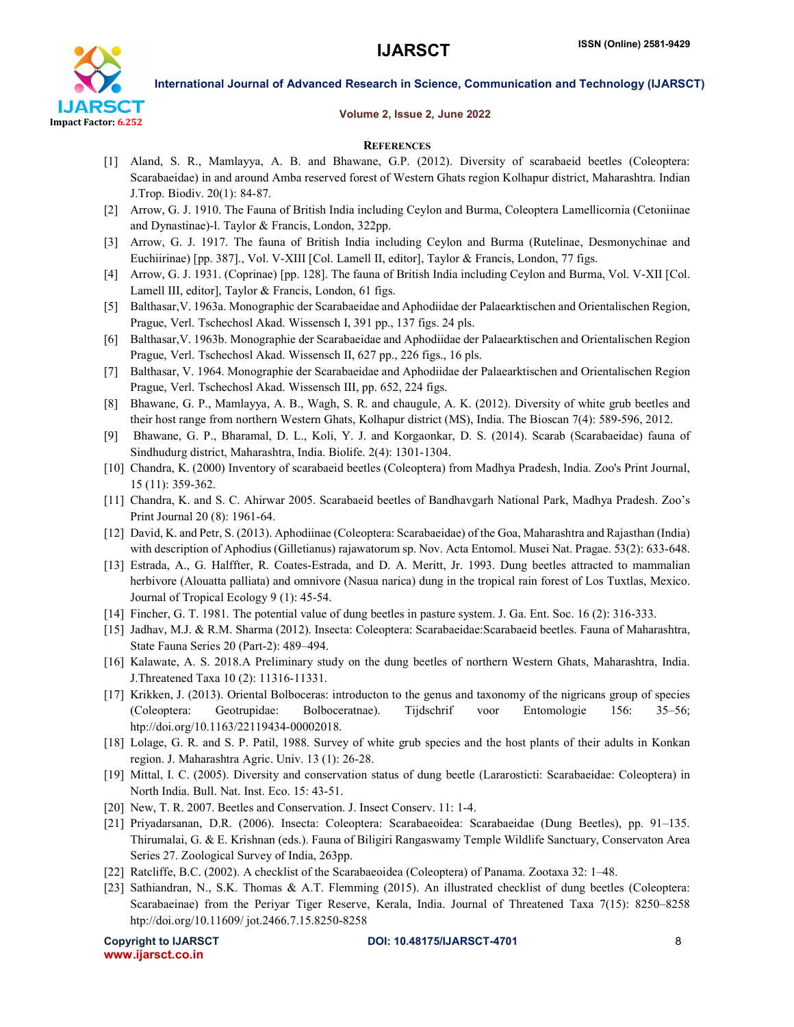## References

[1] Aland, S. R., Mamlayya, A. B. and Bhawane, G.P. (2012). Diversity of scarabaeid beetles (Coleoptera: Scarabaeidae) in and around Amba reserved forest of Western Ghats region Kolhapur district, Maharashtra. Indian J.Trop. Biodiv. 20(1): 84-87.

[2] Arrow, G. J. 1910. The Fauna of British India including Ceylon and Burma, Coleoptera Lamellicornia (Cetoniinae and Dynastinae)-l. Taylor & Francis, London, 322pp.

[3] Arrow, G. J. 1917. The fauna of British India including Ceylon and Burma (Rutelinae, Desmonychinae and Euchiirinae) [pp. 387]., Vol. V-XIII [Col. Lamell II, editor], Taylor & Francis, London, 77 figs.

[4] Arrow, G. J. 1931. (Coprinae) [pp. 128]. The fauna of British India including Ceylon and Burma, Vol. V-XII [Col. Lamell III, editor], Taylor & Francis, London, 61 figs.

[5] Balthasar,V. 1963a. Monographic der Scarabaeidae and Aphodiidae der Palaearktischen and Orientalischen Region, Prague, Verl. Tschechosl Akad. Wissensch I, 391 pp., 137 figs. 24 pls.

[6] Balthasar,V. 1963b. Monographie der Scarabaeidae and Aphodiidae der Palaearktischen and Orientalischen Region Prague, Verl. Tschechosl Akad. Wissensch II, 627 pp., 226 figs., 16 pls.

[7] Balthasar, V. 1964. Monographie der Scarabaeidae and Aphodiidae der Palaearktischen and Orientalischen Region Prague, Verl. Tschechosl Akad. Wissensch III, pp. 652, 224 figs.

[8] Bhawane, G. P., Mamlayya, A. B., Wagh, S. R. and chaugule, A. K. (2012). Diversity of white grub beetles and their host range from northern Western Ghats, Kolhapur district (MS), India. The Bioscan 7(4): 589-596, 2012.

[9] Bhawane, G. P., Bharamal, D. L., Koli, Y. J. and Korgaonkar, D. S. (2014). Scarab (Scarabaeidae) fauna of Sindhudurg district, Maharashtra, India. Biolife. 2(4): 1301-1304.

[10] Chandra, K. (2000) Inventory of scarabaeid beetles (Coleoptera) from Madhya Pradesh, India. Zoo's Print Journal, 15 (11): 359-362.

[11] Chandra, K. and S. C. Ahirwar 2005. Scarabaeid beetles of Bandhavgarh National Park, Madhya Pradesh. Zoo's Print Journal 20 (8): 1961-64.

[12] David, K. and Petr, S. (2013). Aphodiinae (Coleoptera: Scarabaeidae) of the Goa, Maharashtra and Rajasthan (India) with description of Aphodius (Gilletianus) rajawatorum sp. Nov. Acta Entomol. Musei Nat. Pragae. 53(2): 633-648.

[13] Estrada, A., G. Halffter, R. Coates-Estrada, and D. A. Meritt, Jr. 1993. Dung beetles attracted to mammalian herbivore (Alouatta palliata) and omnivore (Nasua narica) dung in the tropical rain forest of Los Tuxtlas, Mexico. Journal of Tropical Ecology 9 (1): 45-54.

[14] Fincher, G. T. 1981. The potential value of dung beetles in pasture system. J. Ga. Ent. Soc. 16 (2): 316-333.

[15] Jadhav, M.J. & R.M. Sharma (2012). Insecta: Coleoptera: Scarabaeidae:Scarabaeid beetles. Fauna of Maharashtra, State Fauna Series 20 (Part-2): 489–494.

[16] Kalawate, A. S. 2018.A Preliminary study on the dung beetles of northern Western Ghats, Maharashtra, India. J.Threatened Taxa 10 (2): 11316-11331.

[17] Krikken, J. (2013). Oriental Bolboceras: introducton to the genus and taxonomy of the nigricans group of species (Coleoptera: Geotrupidae: Bolboceratnae). Tijdschrif voor Entomologie 156: 35–56; htp://doi.org/10.1163/22119434-00002018.

[18] Lolage, G. R. and S. P. Patil, 1988. Survey of white grub species and the host plants of their adults in Konkan region. J. Maharashtra Agric. Univ. 13 (1): 26-28.

[19] Mittal, I. C. (2005). Diversity and conservation status of dung beetle (Lararosticti: Scarabaeidae: Coleoptera) in North India. Bull. Nat. Inst. Eco. 15: 43-51.

[20] New, T. R. 2007. Beetles and Conservation. J. Insect Conserv. 11: 1-4.

[21] Priyadarsanan, D.R. (2006). Insecta: Coleoptera: Scarabaeoidea: Scarabaeidae (Dung Beetles), pp. 91–135. Thirumalai, G. & E. Krishnan (eds.). Fauna of Biligiri Rangaswamy Temple Wildlife Sanctuary, Conservaton Area Series 27. Zoological Survey of India, 263pp.

[22] Ratcliffe, B.C. (2002). A checklist of the Scarabaeoidea (Coleoptera) of Panama. Zootaxa 32: 1–48.

[23] Sathiandran, N., S.K. Thomas & A.T. Flemming (2015). An illustrated checklist of dung beetles (Coleoptera: Scarabaeinae) from the Periyar Tiger Reserve, Kerala, India. Journal of Threatened Taxa 7(15): 8250–8258 htp://doi.org/10.11609/ jot.2466.7.15.8250-8258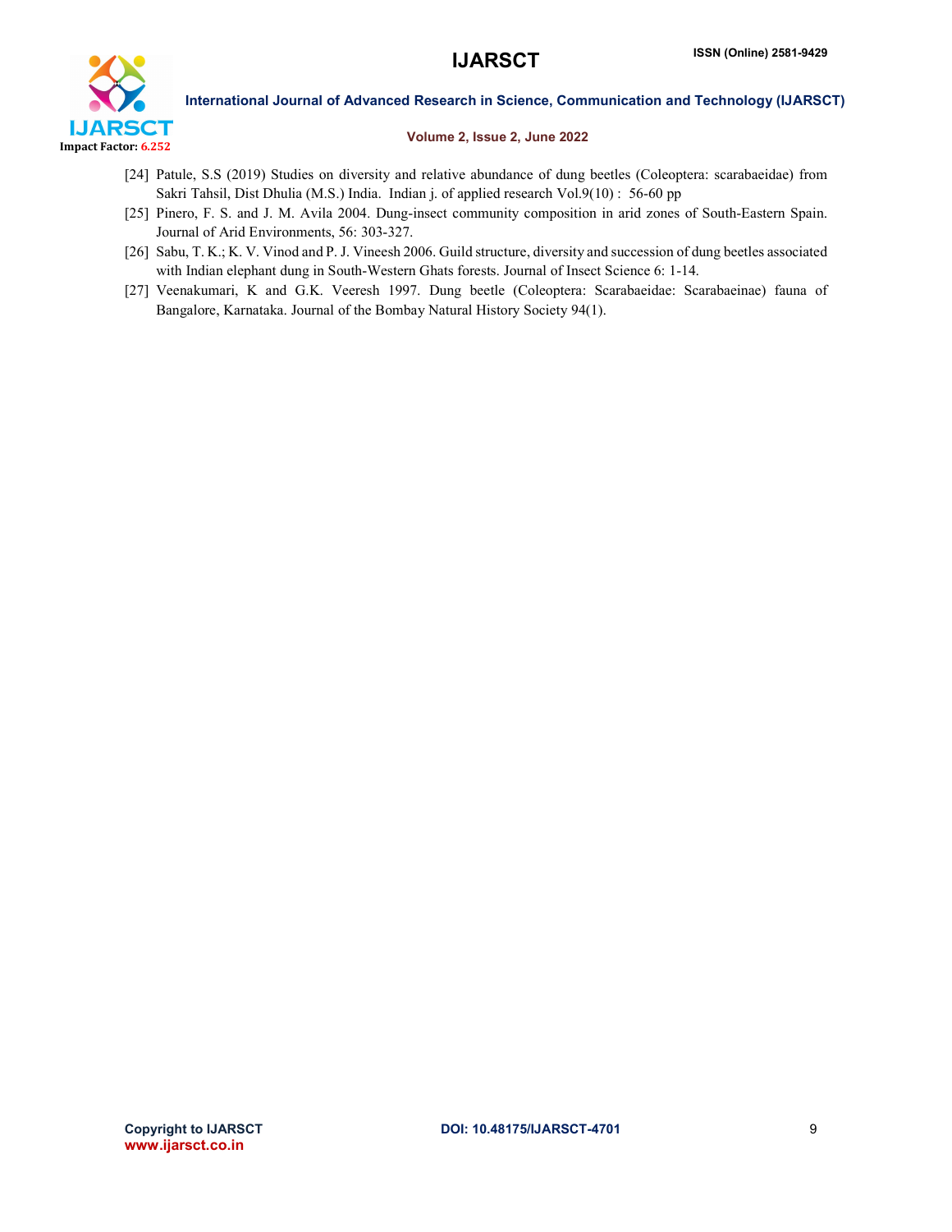[24] Patule, S.S (2019) Studies on diversity and relative abundance of dung beetles (Coleoptera: scarabaeidae) from Sakri Tahsil, Dist Dhulia (M.S.) India. Indian j. of applied research Vol.9(10) : 56-60 pp

[25] Pinero, F. S. and J. M. Avila 2004. Dung-insect community composition in arid zones of South-Eastern Spain. Journal of Arid Environments, 56: 303-327.

[26] Sabu, T. K.; K. V. Vinod and P. J. Vineesh 2006. Guild structure, diversity and succession of dung beetles associated with Indian elephant dung in South-Western Ghats forests. Journal of Insect Science 6: 1-14.

[27] Veenakumari, K and G.K. Veeresh 1997. Dung beetle (Coleoptera: Scarabaeidae: Scarabaeinae) fauna of Bangalore, Karnataka. Journal of the Bombay Natural History Society 94(1).